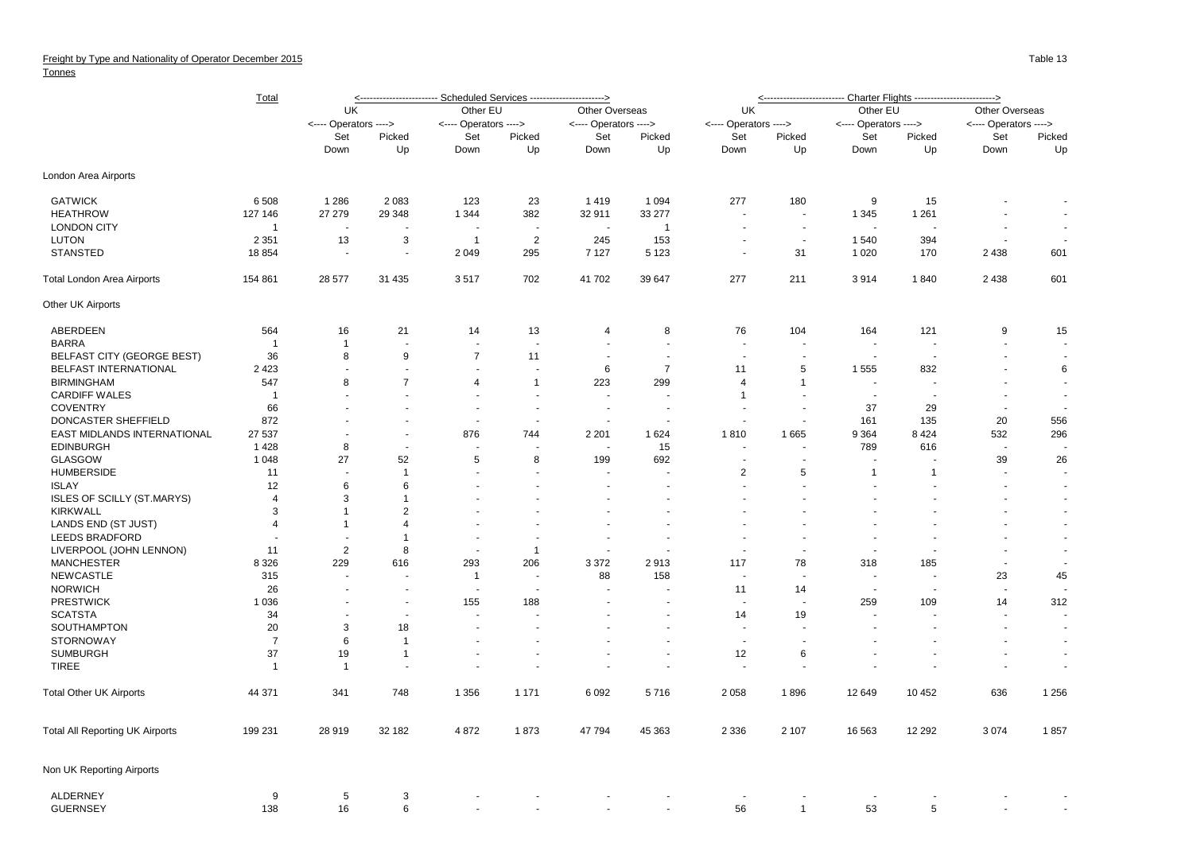Freight by Type and Nationality of Operator December 2015

Tonnes

Table 13

| | Total | Scheduled Services | | | | | | Charter Flights | | | | | |
|---|---|---|---|---|---|---|---|---|---|---|---|---|---|
| | | UK | | Other EU | | Other Overseas | | UK | | Other EU | | Other Overseas | |
| | | <---- Operators ----> | | <---- Operators ----> | | <---- Operators ----> | | <---- Operators ----> | | <---- Operators ----> | | <---- Operators ----> | |
| | | Set Down | Picked Up | Set Down | Picked Up | Set Down | Picked Up | Set Down | Picked Up | Set Down | Picked Up | Set Down | Picked Up |
| **London Area Airports** | | | | | | | | | | | | | |
| GATWICK | 6 508 | 1 286 | 2 083 | 123 | 23 | 1 419 | 1 094 | 277 | 180 | 9 | 15 | - | - |
| HEATHROW | 127 146 | 27 279 | 29 348 | 1 344 | 382 | 32 911 | 33 277 | - | - | 1 345 | 1 261 | - | - |
| LONDON CITY | 1 | - | - | - | - | - | 1 | - | - | - | - | - | - |
| LUTON | 2 351 | 13 | 3 | 1 | 2 | 245 | 153 | - | - | 1 540 | 394 | - | - |
| STANSTED | 18 854 | - | - | 2 049 | 295 | 7 127 | 5 123 | - | 31 | 1 020 | 170 | 2 438 | 601 |
| Total London Area Airports | 154 861 | 28 577 | 31 435 | 3 517 | 702 | 41 702 | 39 647 | 277 | 211 | 3 914 | 1 840 | 2 438 | 601 |
| **Other UK Airports** | | | | | | | | | | | | | |
| ABERDEEN | 564 | 16 | 21 | 14 | 13 | 4 | 8 | 76 | 104 | 164 | 121 | 9 | 15 |
| BARRA | 1 | 1 | - | - | - | - | - | - | - | - | - | - | - |
| BELFAST CITY (GEORGE BEST) | 36 | 8 | 9 | 7 | 11 | - | - | - | - | - | - | - | - |
| BELFAST INTERNATIONAL | 2 423 | - | - | - | - | 6 | 7 | 11 | 5 | 1 555 | 832 | - | 6 |
| BIRMINGHAM | 547 | 8 | 7 | 4 | 1 | 223 | 299 | 4 | 1 | - | - | - | - |
| CARDIFF WALES | 1 | - | - | - | - | - | - | 1 | - | - | - | - | - |
| COVENTRY | 66 | - | - | - | - | - | - | - | - | 37 | 29 | - | - |
| DONCASTER SHEFFIELD | 872 | - | - | - | - | - | - | - | - | 161 | 135 | 20 | 556 |
| EAST MIDLANDS INTERNATIONAL | 27 537 | - | - | 876 | 744 | 2 201 | 1 624 | 1 810 | 1 665 | 9 364 | 8 424 | 532 | 296 |
| EDINBURGH | 1 428 | 8 | - | - | - | - | 15 | - | - | 789 | 616 | - | - |
| GLASGOW | 1 048 | 27 | 52 | 5 | 8 | 199 | 692 | - | - | - | - | 39 | 26 |
| HUMBERSIDE | 11 | - | 1 | - | - | - | - | 2 | 5 | 1 | 1 | - | - |
| ISLAY | 12 | 6 | 6 | - | - | - | - | - | - | - | - | - | - |
| ISLES OF SCILLY (ST.MARYS) | 4 | 3 | 1 | - | - | - | - | - | - | - | - | - | - |
| KIRKWALL | 3 | 1 | 2 | - | - | - | - | - | - | - | - | - | - |
| LANDS END (ST JUST) | 4 | 1 | 4 | - | - | - | - | - | - | - | - | - | - |
| LEEDS BRADFORD | - | - | 1 | - | - | - | - | - | - | - | - | - | - |
| LIVERPOOL (JOHN LENNON) | 11 | 2 | 8 | - | 1 | - | - | - | - | - | - | - | - |
| MANCHESTER | 8 326 | 229 | 616 | 293 | 206 | 3 372 | 2 913 | 117 | 78 | 318 | 185 | - | - |
| NEWCASTLE | 315 | - | - | 1 | - | 88 | 158 | - | - | - | - | 23 | 45 |
| NORWICH | 26 | - | - | - | - | - | - | 11 | 14 | - | - | - | - |
| PRESTWICK | 1 036 | - | - | 155 | 188 | - | - | - | - | 259 | 109 | 14 | 312 |
| SCATSTA | 34 | - | - | - | - | - | - | 14 | 19 | - | - | - | - |
| SOUTHAMPTON | 20 | 3 | 18 | - | - | - | - | - | - | - | - | - | - |
| STORNOWAY | 7 | 6 | 1 | - | - | - | - | - | - | - | - | - | - |
| SUMBURGH | 37 | 19 | 1 | - | - | - | - | 12 | 6 | - | - | - | - |
| TIREE | 1 | 1 | - | - | - | - | - | - | - | - | - | - | - |
| Total Other UK Airports | 44 371 | 341 | 748 | 1 356 | 1 171 | 6 092 | 5 716 | 2 058 | 1 896 | 12 649 | 10 452 | 636 | 1 256 |
| Total All Reporting UK Airports | 199 231 | 28 919 | 32 182 | 4 872 | 1 873 | 47 794 | 45 363 | 2 336 | 2 107 | 16 563 | 12 292 | 3 074 | 1 857 |
| **Non UK Reporting Airports** | | | | | | | | | | | | | |
| ALDERNEY | 9 | 5 | 3 | - | - | - | - | - | - | - | - | - | - |
| GUERNSEY | 138 | 16 | 6 | - | - | - | - | 56 | 1 | 53 | 5 | - | - |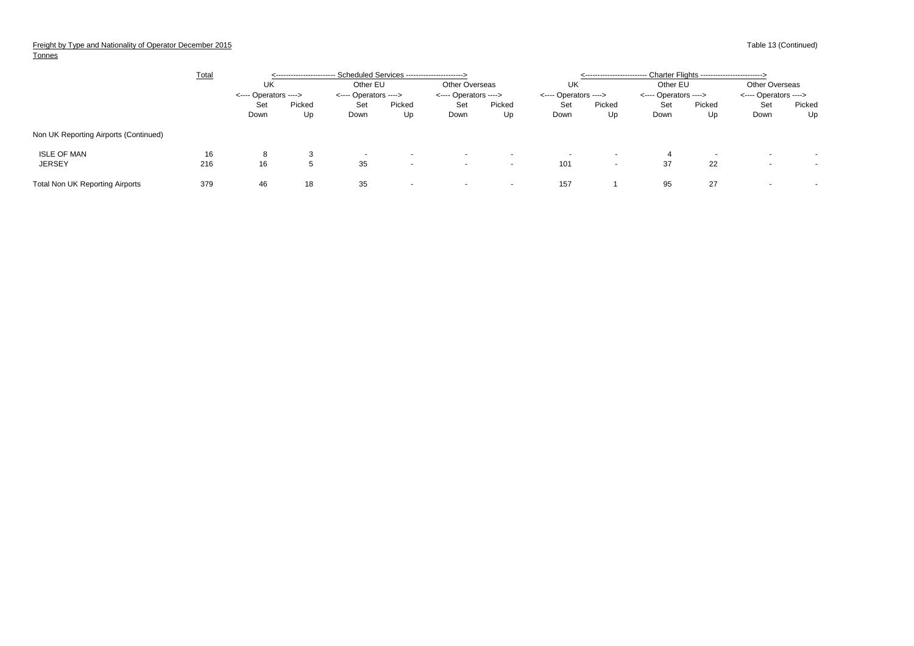Freight by Type and Nationality of Operator December 2015

Tonnes

Table 13 (Continued)

| | Total | Scheduled Services | | | | | | Charter Flights | | | | | |
|---|---|---|---|---|---|---|---|---|---|---|---|---|---|
| | | UK Operators | | Other EU Operators | | Other Overseas Operators | | UK Operators | | Other EU Operators | | Other Overseas Operators | |
| | | Set Down | Picked Up | Set Down | Picked Up | Set Down | Picked Up | Set Down | Picked Up | Set Down | Picked Up | Set Down | Picked Up |
| **Non UK Reporting Airports (Continued)** | | | | | | | | | | | | | |
| ISLE OF MAN | 16 | 8 | 3 | - | - | - | - | - | - | 4 | - | - | - |
| JERSEY | 216 | 16 | 5 | 35 | - | - | - | 101 | - | 37 | 22 | - | - |
| Total Non UK Reporting Airports | 379 | 46 | 18 | 35 | - | - | - | 157 | 1 | 95 | 27 | - | - |